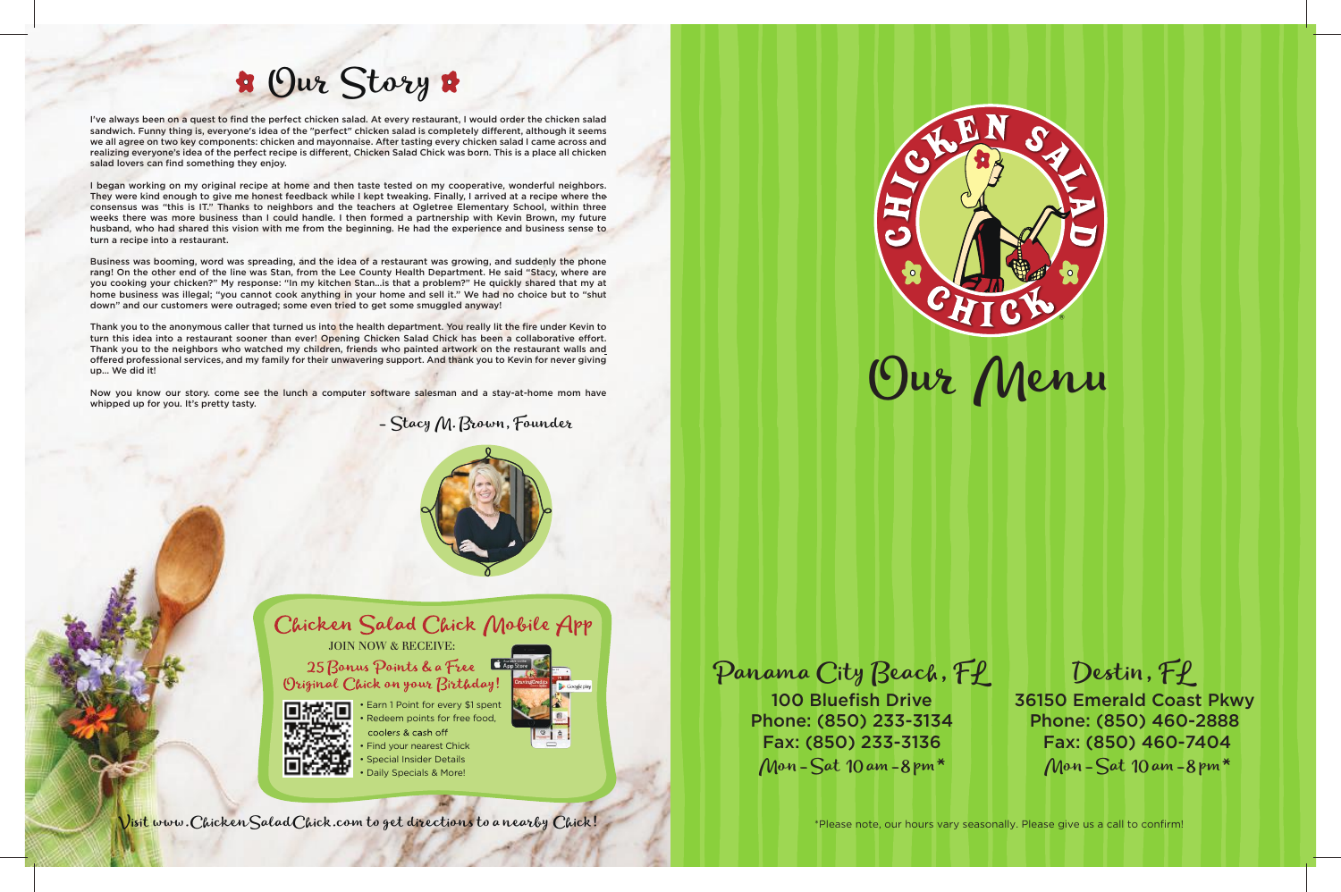# Our Story

I've always been on a quest to find the perfect chicken salad. At every restaurant, I would order the chicken salad sandwich. Funny thing is, everyone's idea of the "perfect" chicken salad is completely different, although it seems we all agree on two key components: chicken and mayonnaise. After tasting every chicken salad I came across and realizing everyone's idea of the perfect recipe is different, Chicken Salad Chick was born. This is a place all chicken salad lovers can find something they enjoy.

I began working on my original recipe at home and then taste tested on my cooperative, wonderful neighbors. They were kind enough to give me honest feedback while I kept tweaking. Finally, I arrived at a recipe where the consensus was "this is IT." Thanks to neighbors and the teachers at Ogletree Elementary School, within three weeks there was more business than I could handle. I then formed a partnership with Kevin Brown, my future husband, who had shared this vision with me from the beginning. He had the experience and business sense to turn a recipe into a restaurant.

Business was booming, word was spreading, and the idea of a restaurant was growing, and suddenly the phone rang! On the other end of the line was Stan, from the Lee County Health Department. He said "Stacy, where are you cooking your chicken?" My response: "In my kitchen Stan...is that a problem?" He quickly shared that my at home business was illegal; "you cannot cook anything in your home and sell it." We had no choice but to "shut down" and our customers were outraged; some even tried to get some smuggled anyway!

Thank you to the anonymous caller that turned us into the health department. You really lit the fire under Kevin to turn this idea into a restaurant sooner than ever! Opening Chicken Salad Chick has been a collaborative effort. Thank you to the neighbors who watched my children, friends who painted artwork on the restaurant walls and offered professional services, and my family for their unwavering support. And thank you to Kevin for never giving up... We did it!

Now you know our story. come see the lunch a computer software salesman and a stay-at-home mom have whipped up for you. It's pretty tasty.

– Stacy M. Brown, Founder

## Chicken Salad Chick Mobile App

JOIN NOW & RECEIVE:

**25 Bonus Points & a Free Original Chick on your Birthday!**

- Earn 1 Point for every $1 spent
- Redeem points for free food, coolers & cash off
- Find your nearest Chick
- Special Insider Details
- Daily Specials & More!

Visit www.ChickenSaladChick.com to get directions to a nearby Chick!

# Chicken Salad Chick

# Our Menu

## Panama City Beach, FL

100 Bluefish Drive
Phone: (850) 233-3134
Fax: (850) 233-3136
Mon - Sat 10 am - 8 pm*

## Destin, FL

36150 Emerald Coast Pkwy
Phone: (850) 460-2888
Fax: (850) 460-7404
Mon - Sat 10 am - 8 pm*

*Please note, our hours vary seasonally. Please give us a call to confirm!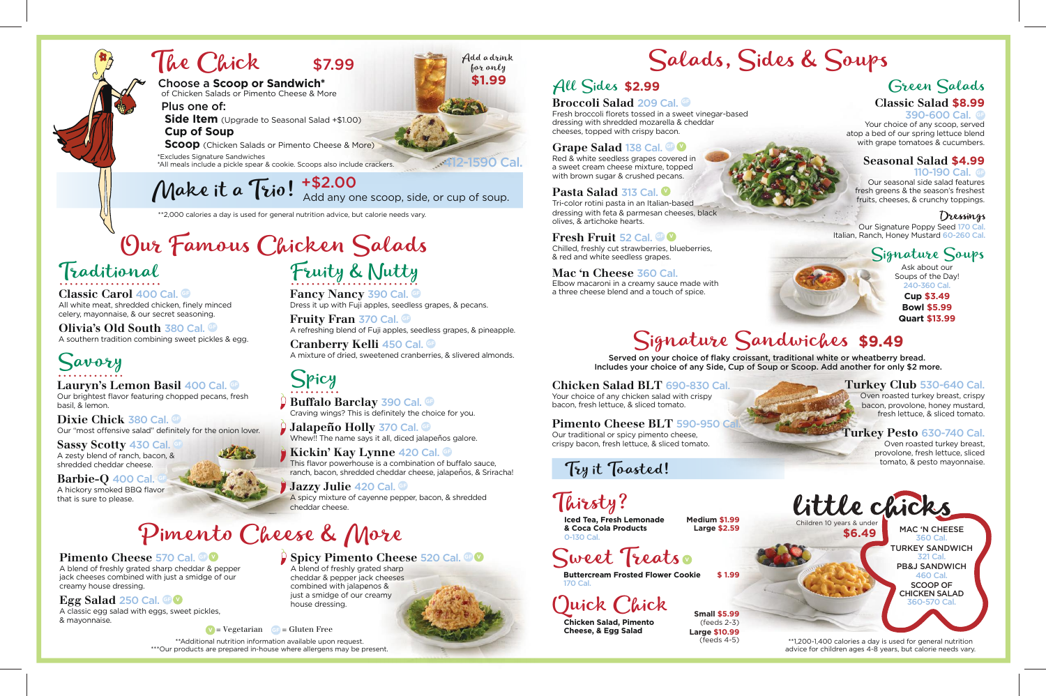# The Chick $7.99

**Choose a Scoop or Sandwich***
of Chicken Salads or Pimento Cheese & More

**Plus one of:**

- **Side Item** (Upgrade to Seasonal Salad +$1.00)
- **Cup of Soup**
- **Scoop** (Chicken Salads or Pimento Cheese & More)

*Excludes Signature Sandwiches
*All meals include a pickle spear & cookie. Scoops also include crackers.

*Add a drink for only* **$1.99**

812-1590 Cal.

## Make it a Trio! +$2.00

Add any one scoop, side, or cup of soup.

**2,000 calories a day is used for general nutrition advice, but calorie needs vary.

# Our Famous Chicken Salads

## Traditional

**Classic Carol** 400 Cal. GF
All white meat, shredded chicken, finely minced celery, mayonnaise, & our secret seasoning.

**Olivia's Old South** 380 Cal. GF
A southern tradition combining sweet pickles & egg.

## Savory

**Lauryn's Lemon Basil** 400 Cal. GF
Our brightest flavor featuring chopped pecans, fresh basil, & lemon.

**Dixie Chick** 380 Cal. GF
Our "most offensive salad" definitely for the onion lover.

**Sassy Scotty** 430 Cal. GF
A zesty blend of ranch, bacon, & shredded cheddar cheese.

**Barbie-Q** 400 Cal. GF
A hickory smoked BBQ flavor that is sure to please.

## Fruity & Nutty

**Fancy Nancy** 390 Cal. GF
Dress it up with Fuji apples, seedless grapes, & pecans.

**Fruity Fran** 370 Cal. GF
A refreshing blend of Fuji apples, seedless grapes, & pineapple.

**Cranberry Kelli** 450 Cal. GF
A mixture of dried, sweetened cranberries, & slivered almonds.

## Spicy

**Buffalo Barclay** 390 Cal. GF
Craving wings? This is definitely the choice for you.

**Jalapeño Holly** 370 Cal. GF
Whew!! The name says it all, diced jalapeños galore.

**Kickin' Kay Lynne** 420 Cal. GF
This flavor powerhouse is a combination of buffalo sauce, ranch, bacon, shredded cheddar cheese, jalapeños, & Sriracha!

**Jazzy Julie** 420 Cal. GF
A spicy mixture of cayenne pepper, bacon, & shredded cheddar cheese.

# Pimento Cheese & More

**Pimento Cheese** 570 Cal. GF V
A blend of freshly grated sharp cheddar & pepper jack cheeses combined with just a smidge of our creamy house dressing.

**Egg Salad** 250 Cal. GF V
A classic egg salad with eggs, sweet pickles, & mayonnaise.

**Spicy Pimento Cheese** 520 Cal. GF V
A blend of freshly grated sharp cheddar & pepper jack cheeses combined with jalapenos & just a smidge of our creamy house dressing.

V = Vegetarian GF = Gluten Free

**Additional nutrition information available upon request.
***Our products are prepared in-house where allergens may be present.

# Salads, Sides & Soups

## All Sides $2.99

**Broccoli Salad** 209 Cal. GF
Fresh broccoli florets tossed in a sweet vinegar-based dressing with shredded mozarella & cheddar cheeses, topped with crispy bacon.

**Grape Salad** 138 Cal. GF V
Red & white seedless grapes covered in a sweet cream cheese mixture, topped with brown sugar & crushed pecans.

**Pasta Salad** 313 Cal. V
Tri-color rotini pasta in an Italian-based dressing with feta & parmesan cheeses, black olives, & artichoke hearts.

**Fresh Fruit** 52 Cal. GF V
Chilled, freshly cut strawberries, blueberries, & red and white seedless grapes.

**Mac 'n Cheese** 360 Cal.
Elbow macaroni in a creamy sauce made with a three cheese blend and a touch of spice.

## Green Salads

**Classic Salad $8.99**
390-600 Cal. GF
Your choice of any scoop, served atop a bed of our spring lettuce blend with grape tomatoes & cucumbers.

**Seasonal Salad $4.99**
110-190 Cal. GF
Our seasonal side salad features fresh greens & the season's freshest fruits, cheeses, & crunchy toppings.

### Dressings

Our Signature Poppy Seed 170 Cal.
Italian, Ranch, Honey Mustard 60-260 Cal.

## Signature Soups

Ask about our Soups of the Day!
240-360 Cal.

- Cup $3.49
- Bowl $5.99
- Quart $13.99

# Signature Sandwiches $9.49

Served on your choice of flaky croissant, traditional white or wheatberry bread.
Includes your choice of any Side, Cup of Soup or Scoop. Add another for only $2 more.

**Chicken Salad BLT** 690-830 Cal.
Your choice of any chicken salad with crispy bacon, fresh lettuce, & sliced tomato.

**Pimento Cheese BLT** 590-950 Cal.
Our traditional or spicy pimento cheese, crispy bacon, fresh lettuce, & sliced tomato.

**Turkey Club** 530-640 Cal.
Oven roasted turkey breast, crispy bacon, provolone, honey mustard, fresh lettuce, & sliced tomato.

**Turkey Pesto** 630-740 Cal.
Oven roasted turkey breast, provolone, fresh lettuce, sliced tomato, & pesto mayonnaise.

## Try it Toasted!

## Thirsty?

**Iced Tea, Fresh Lemonade & Coca Cola Products**
0-130 Cal.

**Medium** $1.99
**Large** $2.59

## Sweet Treats V

**Buttercream Frosted Flower Cookie** $1.99
170 Cal.

## Quick Chick

**Chicken Salad, Pimento Cheese, & Egg Salad**

**Small** $5.99 (feeds 2-3)
**Large** $10.99 (feeds 4-5)

## little chicks

Children 10 years & under
**$6.49**

- MAC 'N CHEESE 360 Cal.
- TURKEY SANDWICH 321 Cal.
- PB&J SANDWICH 460 Cal.
- SCOOP OF CHICKEN SALAD 360-570 Cal.

**1,200-1,400 calories a day is used for general nutrition advice for children ages 4-8 years, but calorie needs vary.